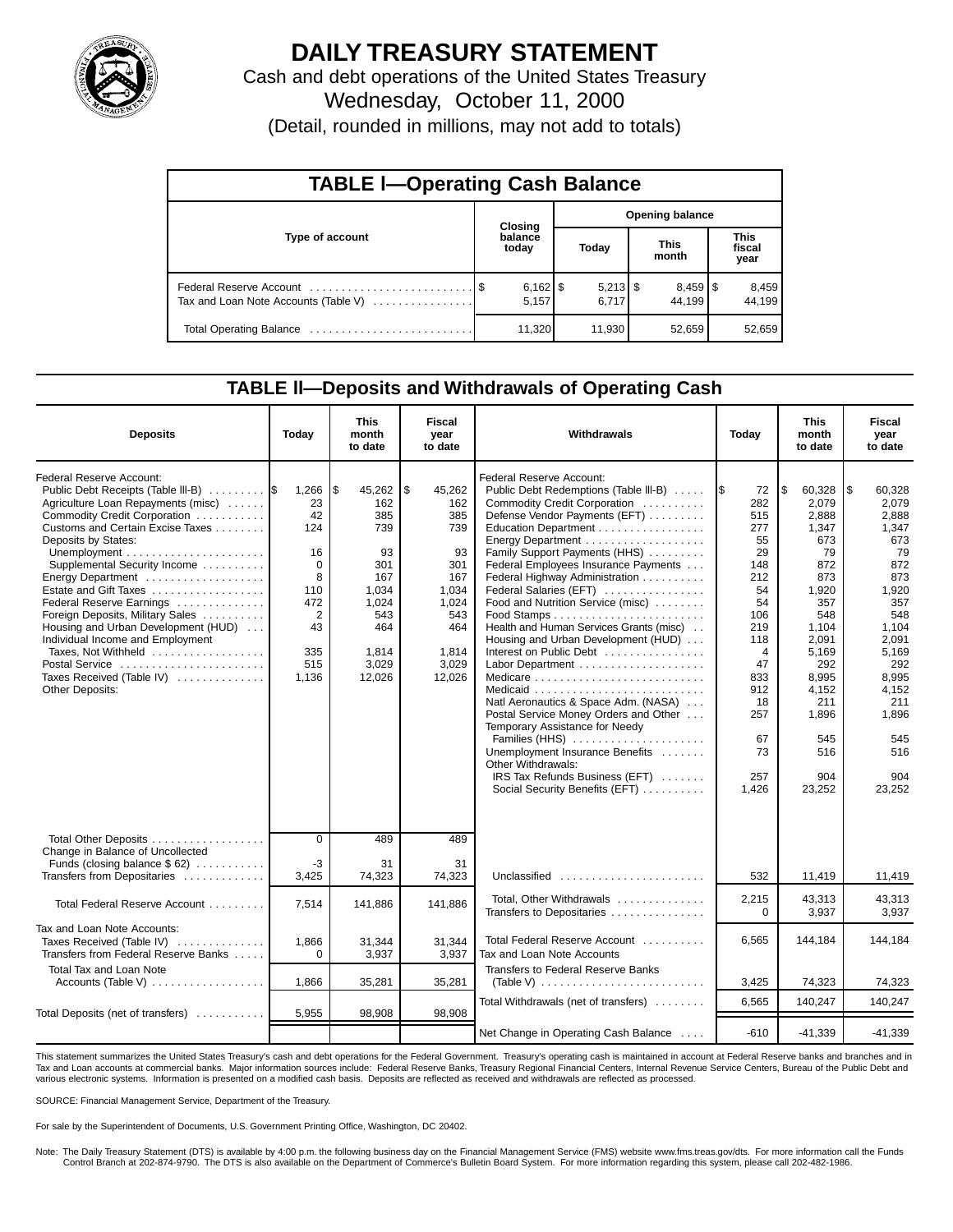# DAILY TREASURY STATEMENT

Cash and debt operations of the United States Treasury

Wednesday, October 11, 2000

(Detail, rounded in millions, may not add to totals)

## TABLE I—Operating Cash Balance

| Type of account | Closing balance today | Opening balance Today | Opening balance This month | Opening balance This fiscal year |
|---|---|---|---|---|
| Federal Reserve Account | $ 6,162 | $ 5,213 | $ 8,459 | $ 8,459 |
| Tax and Loan Note Accounts (Table V) | 5,157 | 6,717 | 44,199 | 44,199 |
| Total Operating Balance | 11,320 | 11,930 | 52,659 | 52,659 |

## TABLE II—Deposits and Withdrawals of Operating Cash

| Deposits | Today | This month to date | Fiscal year to date |
|---|---|---|---|
| Federal Reserve Account: | | | |
| Public Debt Receipts (Table III-B) | $ 1,266 | $ 45,262 | $ 45,262 |
| Agriculture Loan Repayments (misc) | 23 | 162 | 162 |
| Commodity Credit Corporation | 42 | 385 | 385 |
| Customs and Certain Excise Taxes | 124 | 739 | 739 |
| Deposits by States: | | | |
| Unemployment | 16 | 93 | 93 |
| Supplemental Security Income | 0 | 301 | 301 |
| Energy Department | 8 | 167 | 167 |
| Estate and Gift Taxes | 110 | 1,034 | 1,034 |
| Federal Reserve Earnings | 472 | 1,024 | 1,024 |
| Foreign Deposits, Military Sales | 2 | 543 | 543 |
| Housing and Urban Development (HUD) | 43 | 464 | 464 |
| Individual Income and Employment Taxes, Not Withheld | 335 | 1,814 | 1,814 |
| Postal Service | 515 | 3,029 | 3,029 |
| Taxes Received (Table IV) | 1,136 | 12,026 | 12,026 |
| Other Deposits: | | | |
| Total Other Deposits | 0 | 489 | 489 |
| Change in Balance of Uncollected Funds (closing balance $ 62) | -3 | 31 | 31 |
| Transfers from Depositaries | 3,425 | 74,323 | 74,323 |
| Total Federal Reserve Account | 7,514 | 141,886 | 141,886 |
| Tax and Loan Note Accounts: | | | |
| Taxes Received (Table IV) | 1,866 | 31,344 | 31,344 |
| Transfers from Federal Reserve Banks | 0 | 3,937 | 3,937 |
| Total Tax and Loan Note Accounts (Table V) | 1,866 | 35,281 | 35,281 |
| Total Deposits (net of transfers) | 5,955 | 98,908 | 98,908 |

| Withdrawals | Today | This month to date | Fiscal year to date |
|---|---|---|---|
| Federal Reserve Account: | | | |
| Public Debt Redemptions (Table III-B) | $ 72 | $ 60,328 | $ 60,328 |
| Commodity Credit Corporation | 282 | 2,079 | 2,079 |
| Defense Vendor Payments (EFT) | 515 | 2,888 | 2,888 |
| Education Department | 277 | 1,347 | 1,347 |
| Energy Department | 55 | 673 | 673 |
| Family Support Payments (HHS) | 29 | 79 | 79 |
| Federal Employees Insurance Payments | 148 | 872 | 872 |
| Federal Highway Administration | 212 | 873 | 873 |
| Federal Salaries (EFT) | 54 | 1,920 | 1,920 |
| Food and Nutrition Service (misc) | 54 | 357 | 357 |
| Food Stamps | 106 | 548 | 548 |
| Health and Human Services Grants (misc) | 219 | 1,104 | 1,104 |
| Housing and Urban Development (HUD) | 118 | 2,091 | 2,091 |
| Interest on Public Debt | 4 | 5,169 | 5,169 |
| Labor Department | 47 | 292 | 292 |
| Medicare | 833 | 8,995 | 8,995 |
| Medicaid | 912 | 4,152 | 4,152 |
| Natl Aeronautics & Space Adm. (NASA) | 18 | 211 | 211 |
| Postal Service Money Orders and Other | 257 | 1,896 | 1,896 |
| Temporary Assistance for Needy Families (HHS) | 67 | 545 | 545 |
| Unemployment Insurance Benefits | 73 | 516 | 516 |
| Other Withdrawals: | | | |
| IRS Tax Refunds Business (EFT) | 257 | 904 | 904 |
| Social Security Benefits (EFT) | 1,426 | 23,252 | 23,252 |
| Unclassified | 532 | 11,419 | 11,419 |
| Total, Other Withdrawals | 2,215 | 43,313 | 43,313 |
| Transfers to Depositaries | 0 | 3,937 | 3,937 |
| Total Federal Reserve Account | 6,565 | 144,184 | 144,184 |
| Tax and Loan Note Accounts | | | |
| Transfers to Federal Reserve Banks (Table V) | 3,425 | 74,323 | 74,323 |
| Total Withdrawals (net of transfers) | 6,565 | 140,247 | 140,247 |
| Net Change in Operating Cash Balance | -610 | -41,339 | -41,339 |

This statement summarizes the United States Treasury's cash and debt operations for the Federal Government. Treasury's operating cash is maintained in account at Federal Reserve banks and branches and in Tax and Loan accounts at commercial banks. Major information sources include: Federal Reserve Banks, Treasury Regional Financial Centers, Internal Revenue Service Centers, Bureau of the Public Debt and various electronic systems. Information is presented on a modified cash basis. Deposits are reflected as received and withdrawals are reflected as processed.

SOURCE: Financial Management Service, Department of the Treasury.

For sale by the Superintendent of Documents, U.S. Government Printing Office, Washington, DC 20402.

Note: The Daily Treasury Statement (DTS) is available by 4:00 p.m. the following business day on the Financial Management Service (FMS) website www.fms.treas.gov/dts. For more information call the Funds Control Branch at 202-874-9790. The DTS is also available on the Department of Commerce's Bulletin Board System. For more information regarding this system, please call 202-482-1986.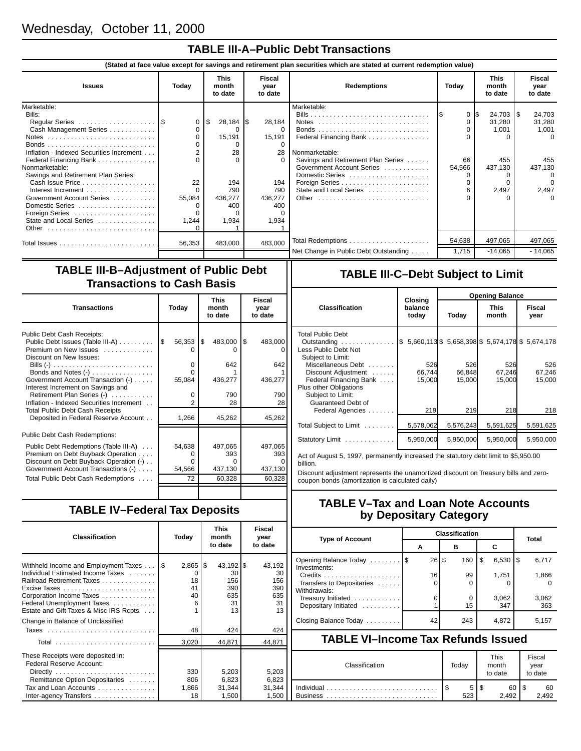Wednesday, October 11, 2000

## TABLE III-A–Public Debt Transactions

(Stated at face value except for savings and retirement plan securities which are stated at current redemption value)

| Issues | Today | This month to date | Fiscal year to date |
|---|---|---|---|
| Marketable: | | | |
| Bills: | | | |
| Regular Series | $ 0 | $ 28,184 | $ 28,184 |
| Cash Management Series | 0 | 0 | 0 |
| Notes | 0 | 15,191 | 15,191 |
| Bonds | 0 | 0 | 0 |
| Inflation - Indexed Securities Increment | 2 | 28 | 28 |
| Federal Financing Bank | 0 | 0 | 0 |
| Nonmarketable: | | | |
| Savings and Retirement Plan Series: | | | |
| Cash Issue Price | 22 | 194 | 194 |
| Interest Increment | 0 | 790 | 790 |
| Government Account Series | 55,084 | 436,277 | 436,277 |
| Domestic Series | 0 | 400 | 400 |
| Foreign Series | 0 | 0 | 0 |
| State and Local Series | 1,244 | 1,934 | 1,934 |
| Other | 0 | 1 | 1 |
| Total Issues | 56,353 | 483,000 | 483,000 |

| Redemptions | Today | This month to date | Fiscal year to date |
|---|---|---|---|
| Marketable: | | | |
| Bills | $ 0 | $ 24,703 | $ 24,703 |
| Notes | 0 | 31,280 | 31,280 |
| Bonds | 0 | 1,001 | 1,001 |
| Federal Financing Bank | 0 | 0 | 0 |
| Nonmarketable: | | | |
| Savings and Retirement Plan Series | 66 | 455 | 455 |
| Government Account Series | 54,566 | 437,130 | 437,130 |
| Domestic Series | 0 | 0 | 0 |
| Foreign Series | 0 | 0 | 0 |
| State and Local Series | 6 | 2,497 | 2,497 |
| Other | 0 | 0 | 0 |
| Total Redemptions | 54,638 | 497,065 | 497,065 |
| Net Change in Public Debt Outstanding | 1,715 | -14,065 | - 14,065 |

## TABLE III-B–Adjustment of Public Debt Transactions to Cash Basis

| Transactions | Today | This month to date | Fiscal year to date |
|---|---|---|---|
| Public Debt Cash Receipts: | | | |
| Public Debt Issues (Table III-A) | $ 56,353 | $ 483,000 | $ 483,000 |
| Premium on New Issues | 0 | 0 | 0 |
| Discount on New Issues: | | | |
| Bills (-) | 0 | 642 | 642 |
| Bonds and Notes (-) | 0 | 1 | 1 |
| Government Account Transaction (-) | 55,084 | 436,277 | 436,277 |
| Interest Increment on Savings and Retirement Plan Series (-) | 0 | 790 | 790 |
| Inflation - Indexed Securities Increment | 2 | 28 | 28 |
| Total Public Debt Cash Receipts Deposited in Federal Reserve Account | 1,266 | 45,262 | 45,262 |
| Public Debt Cash Redemptions: | | | |
| Public Debt Redemptions (Table III-A) | 54,638 | 497,065 | 497,065 |
| Premium on Debt Buyback Operation | 0 | 393 | 393 |
| Discount on Debt Buyback Operation (-) | 0 | 0 | 0 |
| Government Account Transactions (-) | 54,566 | 437,130 | 437,130 |
| Total Public Debt Cash Redemptions | 72 | 60,328 | 60,328 |

## TABLE III-C–Debt Subject to Limit

| Classification | Closing balance today | Opening Balance Today | Opening Balance This month | Opening Balance Fiscal year |
|---|---|---|---|---|
| Total Public Debt Outstanding | $ 5,660,113 | $ 5,658,398 | $ 5,674,178 | $ 5,674,178 |
| Less Public Debt Not Subject to Limit: | | | | |
| Miscellaneous Debt | 526 | 526 | 526 | 526 |
| Discount Adjustment | 66,744 | 66,848 | 67,246 | 67,246 |
| Federal Financing Bank | 15,000 | 15,000 | 15,000 | 15,000 |
| Plus other Obligations Subject to Limit: | | | | |
| Guaranteed Debt of Federal Agencies | 219 | 219 | 218 | 218 |
| Total Subject to Limit | 5,578,062 | 5,576,243 | 5,591,625 | 5,591,625 |
| Statutory Limit | 5,950,000 | 5,950,000 | 5,950,000 | 5,950,000 |

Act of August 5, 1997, permanently increased the statutory debt limit to $5,950.00 billion.

Discount adjustment represents the unamortized discount on Treasury bills and zero-coupon bonds (amortization is calculated daily)

## TABLE IV–Federal Tax Deposits

| Classification | Today | This month to date | Fiscal year to date |
|---|---|---|---|
| Withheld Income and Employment Taxes | $ 2,865 | $ 43,192 | $ 43,192 |
| Individual Estimated Income Taxes | 0 | 30 | 30 |
| Railroad Retirement Taxes | 18 | 156 | 156 |
| Excise Taxes | 41 | 390 | 390 |
| Corporation Income Taxes | 40 | 635 | 635 |
| Federal Unemployment Taxes | 6 | 31 | 31 |
| Estate and Gift Taxes & Misc IRS Rcpts. | 1 | 13 | 13 |
| Change in Balance of Unclassified Taxes | 48 | 424 | 424 |
| Total | 3,020 | 44,871 | 44,871 |
| These Receipts were deposited in: | | | |
| Federal Reserve Account: | | | |
| Directly | 330 | 5,203 | 5,203 |
| Remittance Option Depositaries | 806 | 6,823 | 6,823 |
| Tax and Loan Accounts | 1,866 | 31,344 | 31,344 |
| Inter-agency Transfers | 18 | 1,500 | 1,500 |

## TABLE V–Tax and Loan Note Accounts by Depositary Category

| Type of Account | Classification A | Classification B | Classification C | Total |
|---|---|---|---|---|
| Opening Balance Today | $ 26 | $ 160 | $ 6,530 | $ 6,717 |
| Investments: | | | | |
| Credits | 16 | 99 | 1,751 | 1,866 |
| Transfers to Depositaries | 0 | 0 | 0 | 0 |
| Withdrawals: | | | | |
| Treasury Initiated | 0 | 0 | 3,062 | 3,062 |
| Depositary Initiated | 1 | 15 | 347 | 363 |
| Closing Balance Today | 42 | 243 | 4,872 | 5,157 |

## TABLE VI–Income Tax Refunds Issued

| Classification | Today | This month to date | Fiscal year to date |
|---|---|---|---|
| Individual | $ 5 | $ 60 | $ 60 |
| Business | 523 | 2,492 | 2,492 |